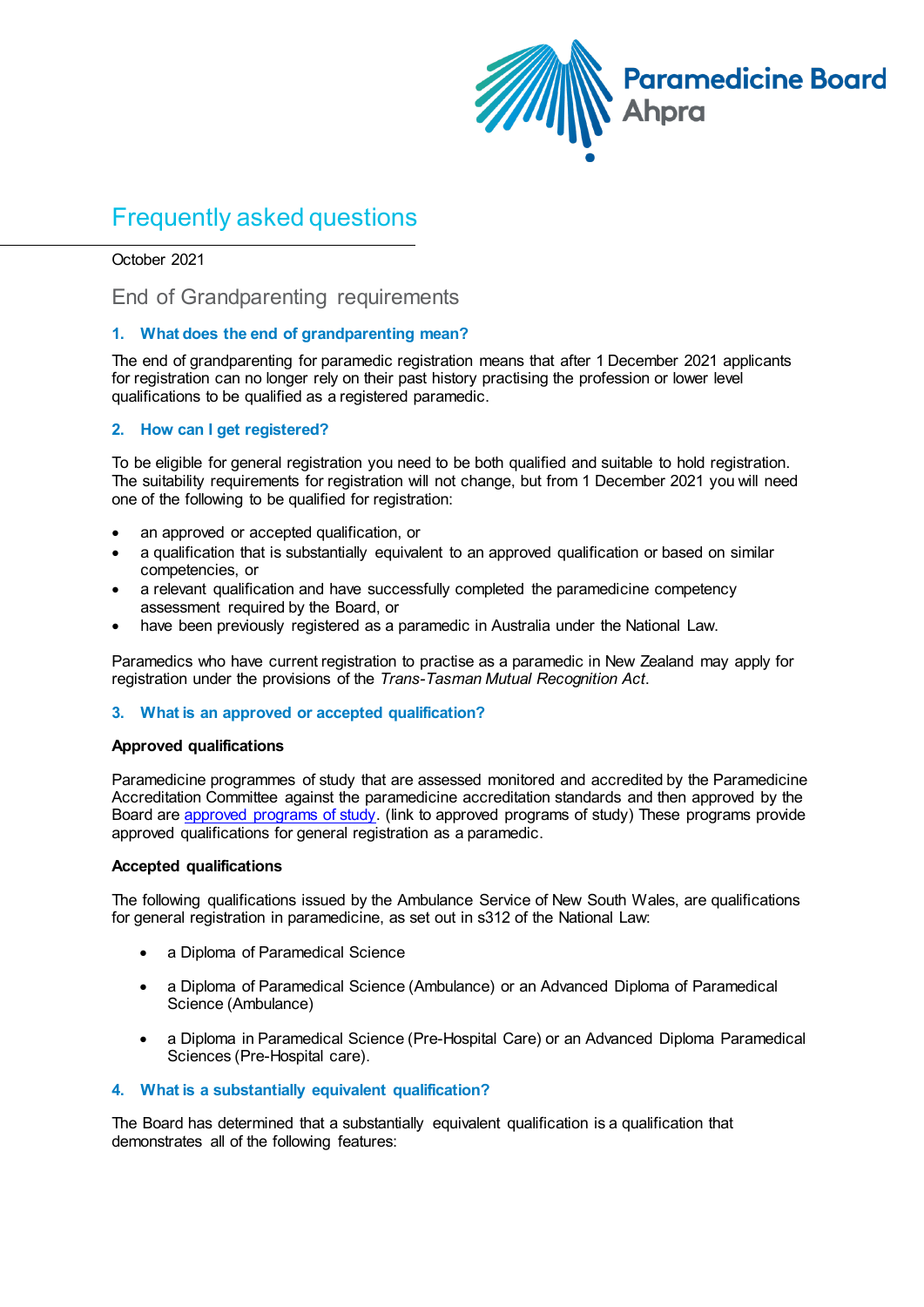# Frequently asked questions

October 2021

## End of Grandparenting requirements

### 1. What does the end of grandparenting mean?

The end of grandparenting for paramedic registration means that after 1 December 2021 applicants for registration can no longer rely on their past history practising the profession or lower level qualifications to be qualified as a registered paramedic.

### 2. How can I get registered?

To be eligible for general registration you need to be both qualified and suitable to hold registration. The suitability requirements for registration will not change, but from 1 December 2021 you will need one of the following to be qualified for registration:

- an approved or accepted qualification, or
- a qualification that is substantially equivalent to an approved qualification or based on similar competencies, or
- a relevant qualification and have successfully completed the paramedicine competency assessment required by the Board, or
- have been previously registered as a paramedic in Australia under the National Law.

Paramedics who have current registration to practise as a paramedic in New Zealand may apply for registration under the provisions of the *Trans-Tasman Mutual Recognition Act*.

### 3. What is an approved or accepted qualification?

**Approved qualifications**

Paramedicine programmes of study that are assessed monitored and accredited by the Paramedicine Accreditation Committee against the paramedicine accreditation standards and then approved by the Board are approved programs of study. (link to approved programs of study) These programs provide approved qualifications for general registration as a paramedic.

**Accepted qualifications**

The following qualifications issued by the Ambulance Service of New South Wales, are qualifications for general registration in paramedicine, as set out in s312 of the National Law:

- a Diploma of Paramedical Science
- a Diploma of Paramedical Science (Ambulance) or an Advanced Diploma of Paramedical Science (Ambulance)
- a Diploma in Paramedical Science (Pre-Hospital Care) or an Advanced Diploma Paramedical Sciences (Pre-Hospital care).

### 4. What is a substantially equivalent qualification?

The Board has determined that a substantially equivalent qualification is a qualification that demonstrates all of the following features: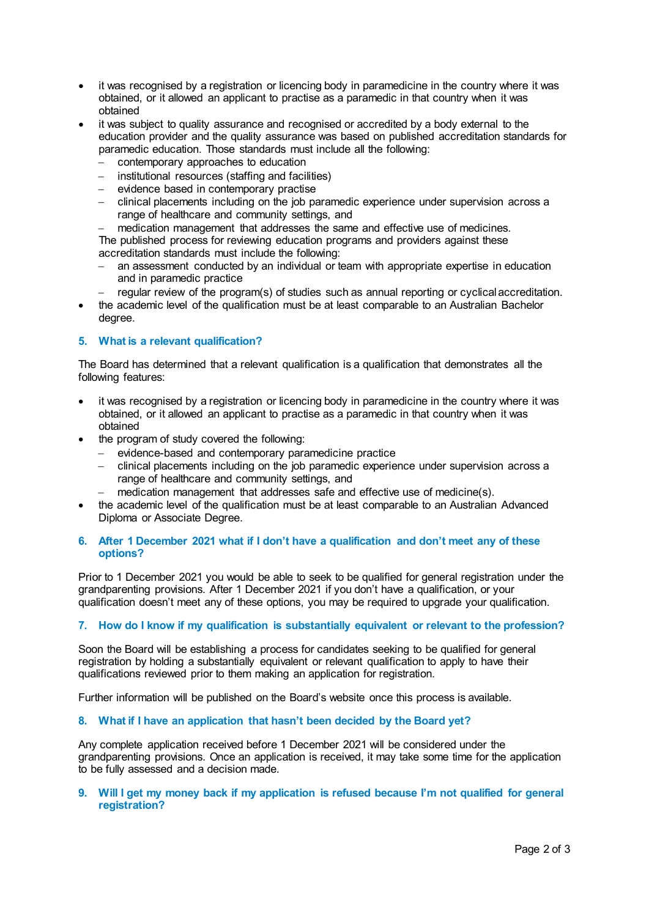- it was recognised by a registration or licencing body in paramedicine in the country where it was obtained, or it allowed an applicant to practise as a paramedic in that country when it was obtained
- it was subject to quality assurance and recognised or accredited by a body external to the education provider and the quality assurance was based on published accreditation standards for paramedic education. Those standards must include all the following:
  - contemporary approaches to education
  - institutional resources (staffing and facilities)
  - evidence based in contemporary practise
  - clinical placements including on the job paramedic experience under supervision across a range of healthcare and community settings, and
  - medication management that addresses the same and effective use of medicines.

  The published process for reviewing education programs and providers against these accreditation standards must include the following:
  - an assessment conducted by an individual or team with appropriate expertise in education and in paramedic practice
  - regular review of the program(s) of studies such as annual reporting or cyclical accreditation.
- the academic level of the qualification must be at least comparable to an Australian Bachelor degree.

### 5. What is a relevant qualification?

The Board has determined that a relevant qualification is a qualification that demonstrates all the following features:

- it was recognised by a registration or licencing body in paramedicine in the country where it was obtained, or it allowed an applicant to practise as a paramedic in that country when it was obtained
- the program of study covered the following:
  - evidence-based and contemporary paramedicine practice
  - clinical placements including on the job paramedic experience under supervision across a range of healthcare and community settings, and
  - medication management that addresses safe and effective use of medicine(s).
- the academic level of the qualification must be at least comparable to an Australian Advanced Diploma or Associate Degree.

### 6. After 1 December 2021 what if I don't have a qualification and don't meet any of these options?

Prior to 1 December 2021 you would be able to seek to be qualified for general registration under the grandparenting provisions. After 1 December 2021 if you don't have a qualification, or your qualification doesn't meet any of these options, you may be required to upgrade your qualification.

### 7. How do I know if my qualification is substantially equivalent or relevant to the profession?

Soon the Board will be establishing a process for candidates seeking to be qualified for general registration by holding a substantially equivalent or relevant qualification to apply to have their qualifications reviewed prior to them making an application for registration.

Further information will be published on the Board's website once this process is available.

### 8. What if I have an application that hasn't been decided by the Board yet?

Any complete application received before 1 December 2021 will be considered under the grandparenting provisions. Once an application is received, it may take some time for the application to be fully assessed and a decision made.

### 9. Will I get my money back if my application is refused because I'm not qualified for general registration?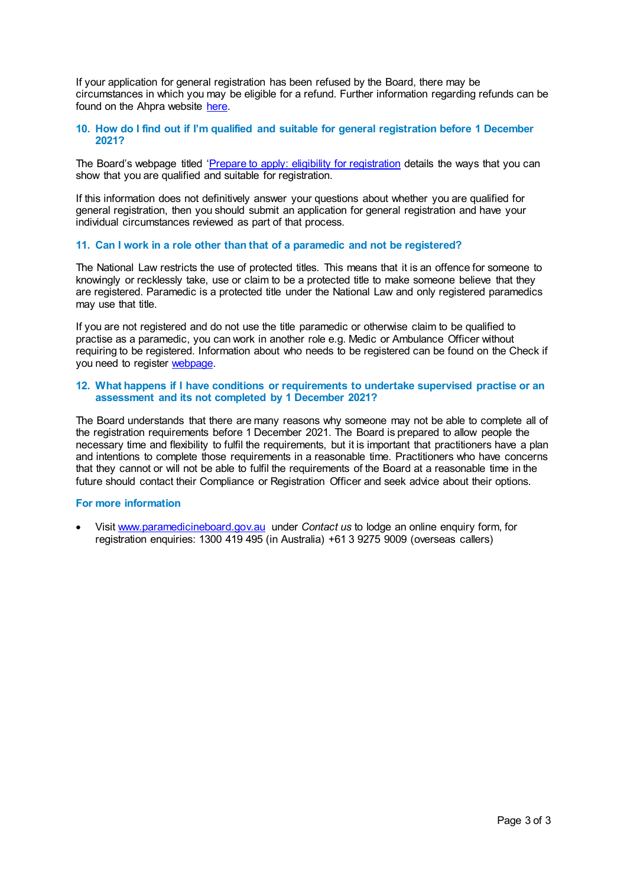If your application for general registration has been refused by the Board, there may be circumstances in which you may be eligible for a refund. Further information regarding refunds can be found on the Ahpra website here.

### 10. How do I find out if I'm qualified and suitable for general registration before 1 December 2021?

The Board's webpage titled 'Prepare to apply: eligibility for registration details the ways that you can show that you are qualified and suitable for registration.

If this information does not definitively answer your questions about whether you are qualified for general registration, then you should submit an application for general registration and have your individual circumstances reviewed as part of that process.

### 11. Can I work in a role other than that of a paramedic and not be registered?

The National Law restricts the use of protected titles. This means that it is an offence for someone to knowingly or recklessly take, use or claim to be a protected title to make someone believe that they are registered. Paramedic is a protected title under the National Law and only registered paramedics may use that title.

If you are not registered and do not use the title paramedic or otherwise claim to be qualified to practise as a paramedic, you can work in another role e.g. Medic or Ambulance Officer without requiring to be registered. Information about who needs to be registered can be found on the Check if you need to register webpage.

### 12. What happens if I have conditions or requirements to undertake supervised practise or an assessment and its not completed by 1 December 2021?

The Board understands that there are many reasons why someone may not be able to complete all of the registration requirements before 1 December 2021. The Board is prepared to allow people the necessary time and flexibility to fulfil the requirements, but it is important that practitioners have a plan and intentions to complete those requirements in a reasonable time. Practitioners who have concerns that they cannot or will not be able to fulfil the requirements of the Board at a reasonable time in the future should contact their Compliance or Registration Officer and seek advice about their options.

### For more information

- Visit www.paramedicineboard.gov.au under *Contact us* to lodge an online enquiry form, for registration enquiries: 1300 419 495 (in Australia) +61 3 9275 9009 (overseas callers)